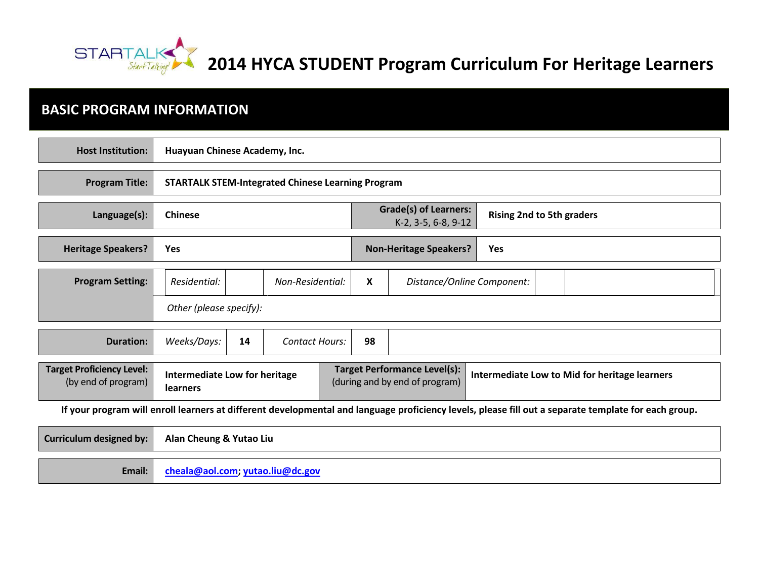# 2014 HYCA STUDENT Program Curriculum For Heritage Learners

## BASIC PROGRAM INFORMATION

| | |
|---|---|
| **Host Institution:** | **Huayuan Chinese Academy, Inc.** |
| **Program Title:** | **STARTALK STEM-Integrated Chinese Learning Program** |

| | | | |
|---|---|---|---|
| **Language(s):** | **Chinese** | **Grade(s) of Learners:** K-2, 3-5, 6-8, 9-12 | **Rising 2nd to 5th graders** |
| **Heritage Speakers?** | **Yes** | **Non-Heritage Speakers?** | **Yes** |

| | | | | | | |
|---|---|---|---|---|---|---|
| **Program Setting:** | *Residential:* | | *Non-Residential:* | **X** | *Distance/Online Component:* | |
| | *Other (please specify):* | | | | | |
| **Duration:** | *Weeks/Days:* | **14** | *Contact Hours:* | **98** | | |

| | | | |
|---|---|---|---|
| **Target Proficiency Level:** (by end of program) | **Intermediate Low for heritage learners** | **Target Performance Level(s):** (during and by end of program) | **Intermediate Low to Mid for heritage learners** |

**If your program will enroll learners at different developmental and language proficiency levels, please fill out a separate template for each group.**

| | |
|---|---|
| **Curriculum designed by:** | **Alan Cheung & Yutao Liu** |
| **Email:** | **cheala@aol.com; yutao.liu@dc.gov** |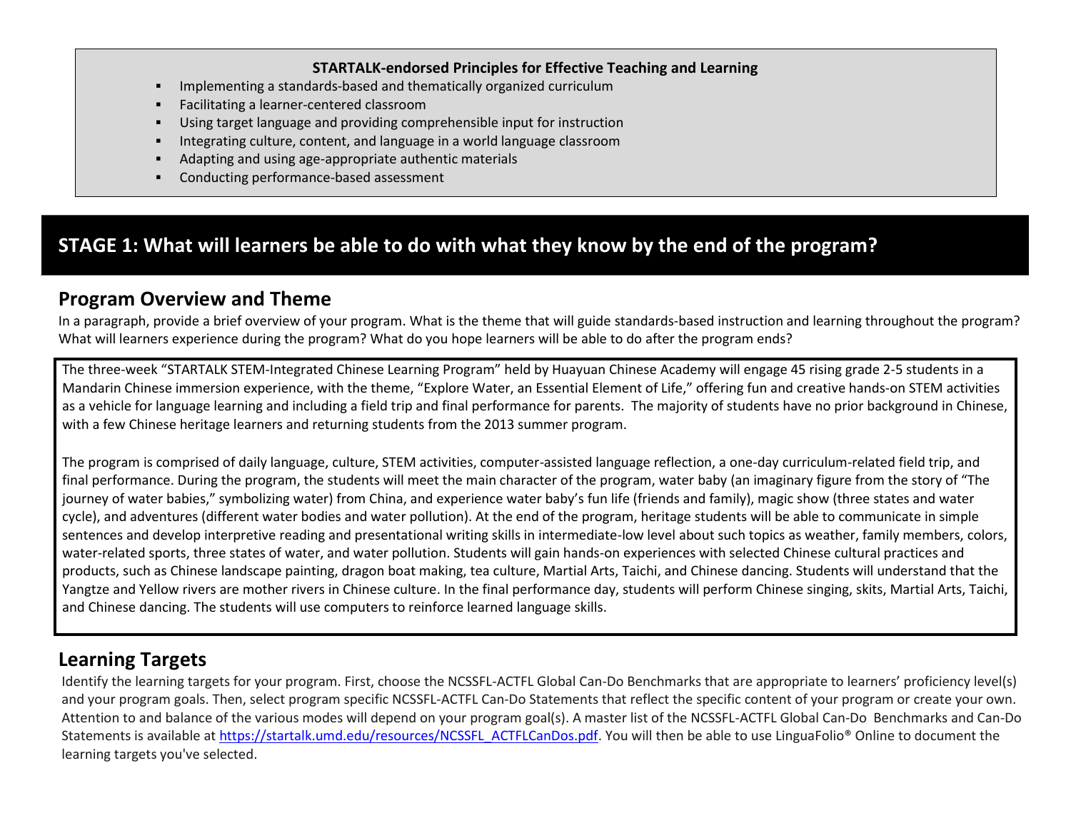**STARTALK-endorsed Principles for Effective Teaching and Learning**

- Implementing a standards-based and thematically organized curriculum
- Facilitating a learner-centered classroom
- Using target language and providing comprehensible input for instruction
- Integrating culture, content, and language in a world language classroom
- Adapting and using age-appropriate authentic materials
- Conducting performance-based assessment

# STAGE 1: What will learners be able to do with what they know by the end of the program?

## Program Overview and Theme

In a paragraph, provide a brief overview of your program. What is the theme that will guide standards-based instruction and learning throughout the program? What will learners experience during the program? What do you hope learners will be able to do after the program ends?

The three-week "STARTALK STEM-Integrated Chinese Learning Program" held by Huayuan Chinese Academy will engage 45 rising grade 2-5 students in a Mandarin Chinese immersion experience, with the theme, "Explore Water, an Essential Element of Life," offering fun and creative hands-on STEM activities as a vehicle for language learning and including a field trip and final performance for parents. The majority of students have no prior background in Chinese, with a few Chinese heritage learners and returning students from the 2013 summer program.

The program is comprised of daily language, culture, STEM activities, computer-assisted language reflection, a one-day curriculum-related field trip, and final performance. During the program, the students will meet the main character of the program, water baby (an imaginary figure from the story of "The journey of water babies," symbolizing water) from China, and experience water baby's fun life (friends and family), magic show (three states and water cycle), and adventures (different water bodies and water pollution). At the end of the program, heritage students will be able to communicate in simple sentences and develop interpretive reading and presentational writing skills in intermediate-low level about such topics as weather, family members, colors, water-related sports, three states of water, and water pollution. Students will gain hands-on experiences with selected Chinese cultural practices and products, such as Chinese landscape painting, dragon boat making, tea culture, Martial Arts, Taichi, and Chinese dancing. Students will understand that the Yangtze and Yellow rivers are mother rivers in Chinese culture. In the final performance day, students will perform Chinese singing, skits, Martial Arts, Taichi, and Chinese dancing. The students will use computers to reinforce learned language skills.

## Learning Targets

Identify the learning targets for your program. First, choose the NCSSFL-ACTFL Global Can-Do Benchmarks that are appropriate to learners' proficiency level(s) and your program goals. Then, select program specific NCSSFL-ACTFL Can-Do Statements that reflect the specific content of your program or create your own. Attention to and balance of the various modes will depend on your program goal(s). A master list of the NCSSFL-ACTFL Global Can-Do Benchmarks and Can-Do Statements is available at https://startalk.umd.edu/resources/NCSSFL_ACTFLCanDos.pdf. You will then be able to use LinguaFolio® Online to document the learning targets you've selected.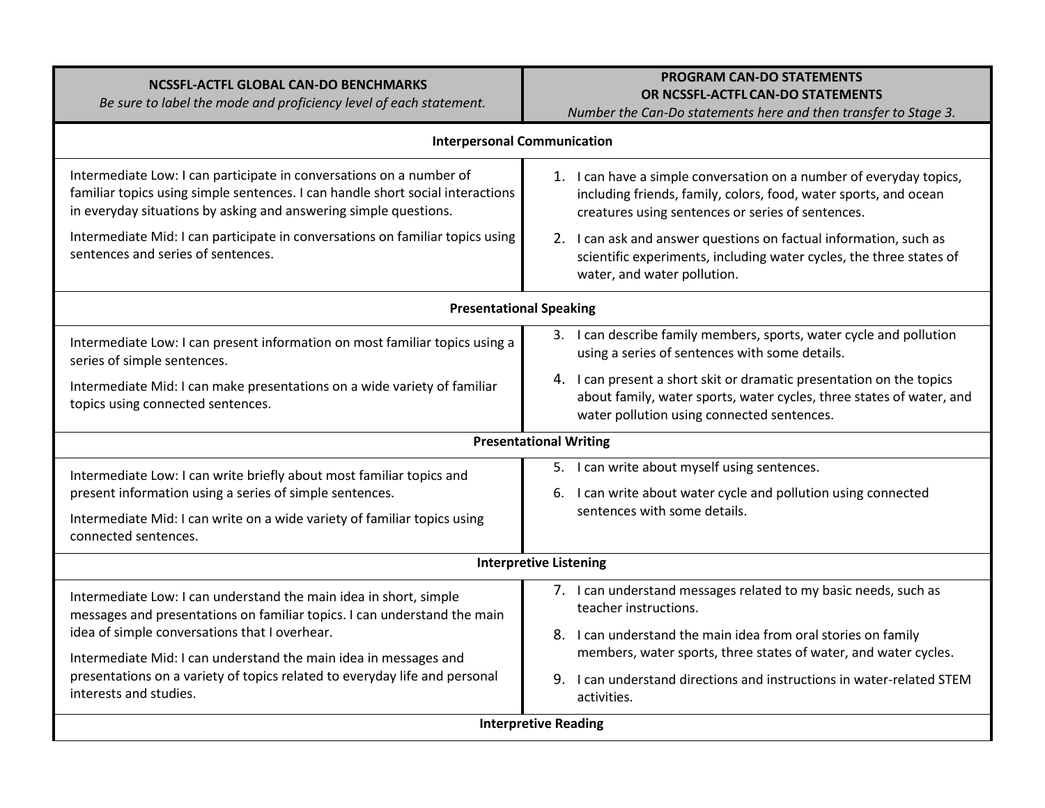| **NCSSFL-ACTFL GLOBAL CAN-DO BENCHMARKS**<br>*Be sure to label the mode and proficiency level of each statement.* | **PROGRAM CAN-DO STATEMENTS OR NCSSFL-ACTFL CAN-DO STATEMENTS**<br>*Number the Can-Do statements here and then transfer to Stage 3.* |
|---|---|
| **Interpersonal Communication** | |
| Intermediate Low: I can participate in conversations on a number of familiar topics using simple sentences. I can handle short social interactions in everyday situations by asking and answering simple questions.<br><br>Intermediate Mid: I can participate in conversations on familiar topics using sentences and series of sentences. | 1. I can have a simple conversation on a number of everyday topics, including friends, family, colors, food, water sports, and ocean creatures using sentences or series of sentences.<br><br>2. I can ask and answer questions on factual information, such as scientific experiments, including water cycles, the three states of water, and water pollution. |
| **Presentational Speaking** | |
| Intermediate Low: I can present information on most familiar topics using a series of simple sentences.<br><br>Intermediate Mid: I can make presentations on a wide variety of familiar topics using connected sentences. | 3. I can describe family members, sports, water cycle and pollution using a series of sentences with some details.<br><br>4. I can present a short skit or dramatic presentation on the topics about family, water sports, water cycles, three states of water, and water pollution using connected sentences. |
| **Presentational Writing** | |
| Intermediate Low: I can write briefly about most familiar topics and present information using a series of simple sentences.<br><br>Intermediate Mid: I can write on a wide variety of familiar topics using connected sentences. | 5. I can write about myself using sentences.<br><br>6. I can write about water cycle and pollution using connected sentences with some details. |
| **Interpretive Listening** | |
| Intermediate Low: I can understand the main idea in short, simple messages and presentations on familiar topics. I can understand the main idea of simple conversations that I overhear.<br><br>Intermediate Mid: I can understand the main idea in messages and presentations on a variety of topics related to everyday life and personal interests and studies. | 7. I can understand messages related to my basic needs, such as teacher instructions.<br><br>8. I can understand the main idea from oral stories on family members, water sports, three states of water, and water cycles.<br><br>9. I can understand directions and instructions in water-related STEM activities. |
| **Interpretive Reading** | |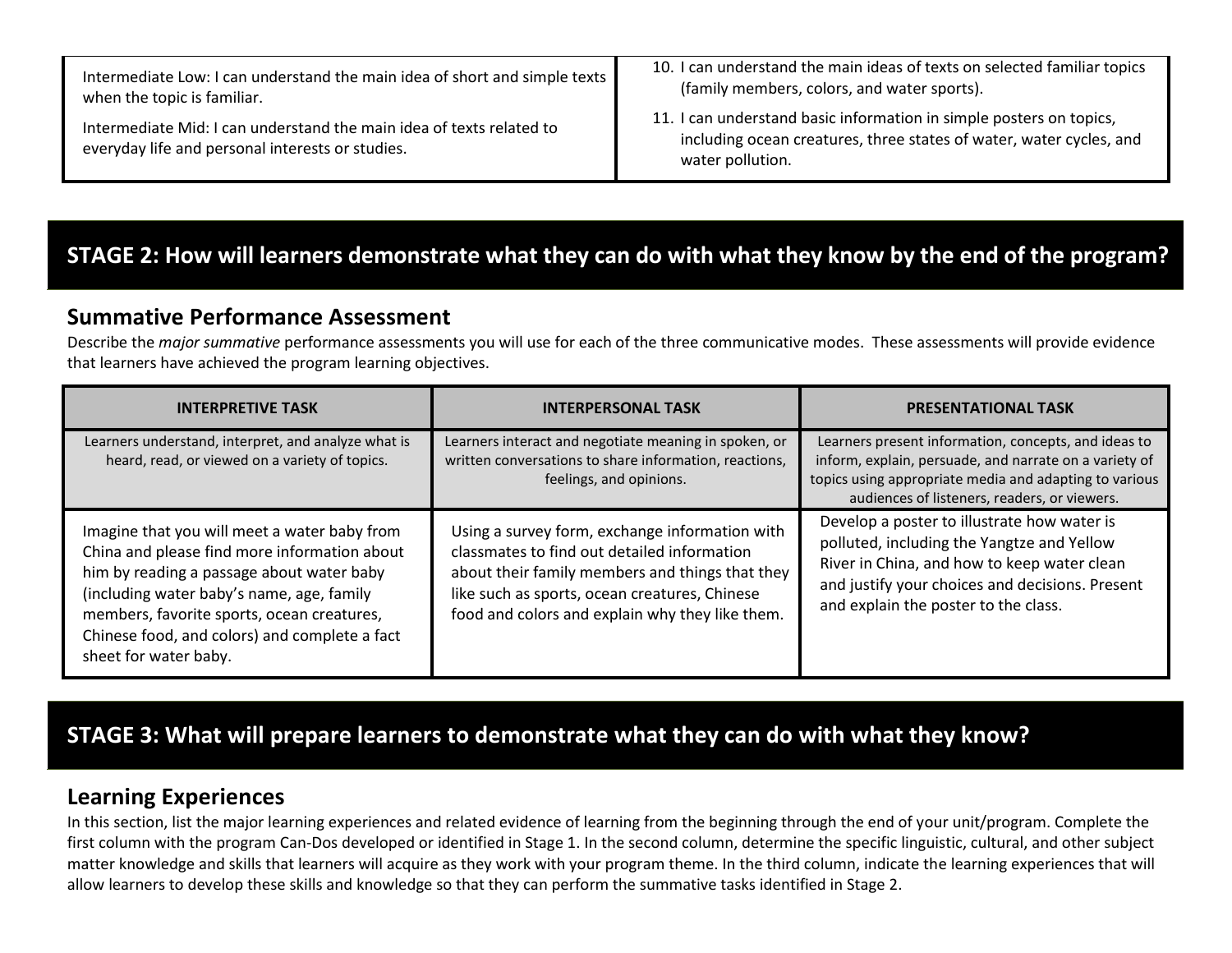| | |
|---|---|
| Intermediate Low: I can understand the main idea of short and simple texts when the topic is familiar.<br><br>Intermediate Mid: I can understand the main idea of texts related to everyday life and personal interests or studies. | 10. I can understand the main ideas of texts on selected familiar topics (family members, colors, and water sports).<br><br>11. I can understand basic information in simple posters on topics, including ocean creatures, three states of water, water cycles, and water pollution. |

## STAGE 2: How will learners demonstrate what they can do with what they know by the end of the program?

### Summative Performance Assessment

Describe the *major summative* performance assessments you will use for each of the three communicative modes. These assessments will provide evidence that learners have achieved the program learning objectives.

| INTERPRETIVE TASK | INTERPERSONAL TASK | PRESENTATIONAL TASK |
|---|---|---|
| Learners understand, interpret, and analyze what is heard, read, or viewed on a variety of topics. | Learners interact and negotiate meaning in spoken, or written conversations to share information, reactions, feelings, and opinions. | Learners present information, concepts, and ideas to inform, explain, persuade, and narrate on a variety of topics using appropriate media and adapting to various audiences of listeners, readers, or viewers. |
| Imagine that you will meet a water baby from China and please find more information about him by reading a passage about water baby (including water baby's name, age, family members, favorite sports, ocean creatures, Chinese food, and colors) and complete a fact sheet for water baby. | Using a survey form, exchange information with classmates to find out detailed information about their family members and things that they like such as sports, ocean creatures, Chinese food and colors and explain why they like them. | Develop a poster to illustrate how water is polluted, including the Yangtze and Yellow River in China, and how to keep water clean and justify your choices and decisions. Present and explain the poster to the class. |

## STAGE 3: What will prepare learners to demonstrate what they can do with what they know?

### Learning Experiences

In this section, list the major learning experiences and related evidence of learning from the beginning through the end of your unit/program. Complete the first column with the program Can-Dos developed or identified in Stage 1. In the second column, determine the specific linguistic, cultural, and other subject matter knowledge and skills that learners will acquire as they work with your program theme. In the third column, indicate the learning experiences that will allow learners to develop these skills and knowledge so that they can perform the summative tasks identified in Stage 2.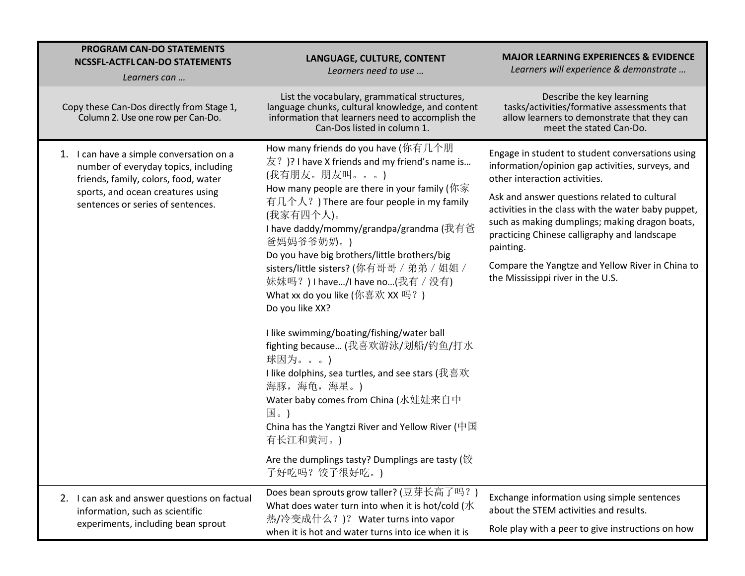| PROGRAM CAN-DO STATEMENTS NCSSFL-ACTFL CAN-DO STATEMENTS *Learners can …* | LANGUAGE, CULTURE, CONTENT *Learners need to use …* | MAJOR LEARNING EXPERIENCES & EVIDENCE *Learners will experience & demonstrate …* |
|---|---|---|
| Copy these Can-Dos directly from Stage 1, Column 2. Use one row per Can-Do. | List the vocabulary, grammatical structures, language chunks, cultural knowledge, and content information that learners need to accomplish the Can-Dos listed in column 1. | Describe the key learning tasks/activities/formative assessments that allow learners to demonstrate that they can meet the stated Can-Do. |
| 1. I can have a simple conversation on a number of everyday topics, including friends, family, colors, food, water sports, and ocean creatures using sentences or series of sentences. | How many friends do you have (你有几个朋友？)? I have X friends and my friend's name is… (我有朋友。朋友叫。。。)<br>How many people are there in your family (你家有几个人？) There are four people in my family (我家有四个人)。<br>I have daddy/mommy/grandpa/grandma (我有爸爸妈妈爷爷奶奶。)<br>Do you have big brothers/little brothers/big sisters/little sisters? (你有哥哥／弟弟／姐姐／妹妹吗？) I have…/I have no…(我有／没有)<br>What xx do you like (你喜欢 XX 吗？)<br>Do you like XX?<br><br>I like swimming/boating/fishing/water ball fighting because… (我喜欢游泳/划船/钓鱼/打水球因为。。。)<br>I like dolphins, sea turtles, and see stars (我喜欢海豚，海龟，海星。)<br>Water baby comes from China (水娃娃来自中国。)<br>China has the Yangtzi River and Yellow River (中国有长江和黄河。)<br><br>Are the dumplings tasty? Dumplings are tasty (饺子好吃吗？饺子很好吃。) | Engage in student to student conversations using information/opinion gap activities, surveys, and other interaction activities.<br><br>Ask and answer questions related to cultural activities in the class with the water baby puppet, such as making dumplings; making dragon boats, practicing Chinese calligraphy and landscape painting.<br><br>Compare the Yangtze and Yellow River in China to the Mississippi river in the U.S. |
| 2. I can ask and answer questions on factual information, such as scientific experiments, including bean sprout | Does bean sprouts grow taller? (豆芽长高了吗？)<br>What does water turn into when it is hot/cold (水热/冷变成什么？)? Water turns into vapor when it is hot and water turns into ice when it is | Exchange information using simple sentences about the STEM activities and results.<br><br>Role play with a peer to give instructions on how |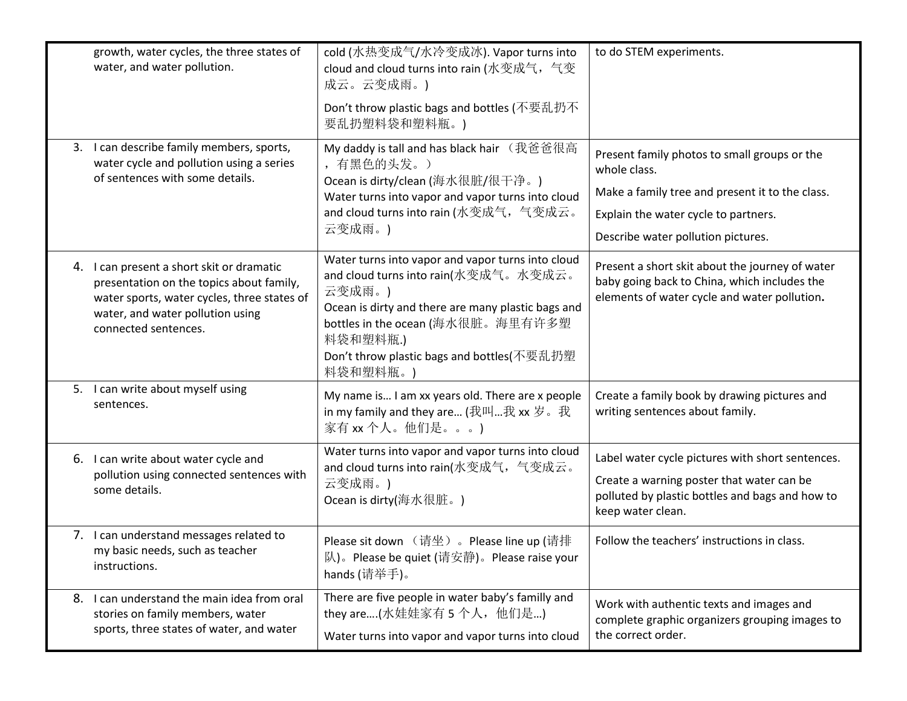| | | |
|---|---|---|
| growth, water cycles, the three states of water, and water pollution. | cold (水热变成气/水冷变成冰). Vapor turns into cloud and cloud turns into rain (水变成气，气变成云。云变成雨。)<br><br>Don't throw plastic bags and bottles (不要乱扔不要乱扔塑料袋和塑料瓶。) | to do STEM experiments. |
| 3. I can describe family members, sports, water cycle and pollution using a series of sentences with some details. | My daddy is tall and has black hair （我爸爸很高，有黑色的头发。）<br>Ocean is dirty/clean (海水很脏/很干净。)<br>Water turns into vapor and vapor turns into cloud and cloud turns into rain (水变成气，气变成云。云变成雨。) | Present family photos to small groups or the whole class.<br><br>Make a family tree and present it to the class.<br><br>Explain the water cycle to partners.<br><br>Describe water pollution pictures. |
| 4. I can present a short skit or dramatic presentation on the topics about family, water sports, water cycles, three states of water, and water pollution using connected sentences. | Water turns into vapor and vapor turns into cloud and cloud turns into rain(水变成气。水变成云。云变成雨。)<br>Ocean is dirty and there are many plastic bags and bottles in the ocean (海水很脏。海里有许多塑料袋和塑料瓶.)<br>Don't throw plastic bags and bottles(不要乱扔塑料袋和塑料瓶。) | Present a short skit about the journey of water baby going back to China, which includes the elements of water cycle and water pollution**.** |
| 5. I can write about myself using sentences. | My name is… I am xx years old. There are x people in my family and they are… (我叫…我 xx 岁。我家有 xx 个人。他们是。。。) | Create a family book by drawing pictures and writing sentences about family. |
| 6. I can write about water cycle and pollution using connected sentences with some details. | Water turns into vapor and vapor turns into cloud and cloud turns into rain(水变成气，气变成云。云变成雨。)<br>Ocean is dirty(海水很脏。) | Label water cycle pictures with short sentences.<br><br>Create a warning poster that water can be polluted by plastic bottles and bags and how to keep water clean. |
| 7. I can understand messages related to my basic needs, such as teacher instructions. | Please sit down （请坐）。Please line up (请排队)。Please be quiet (请安静)。Please raise your hands (请举手)。 | Follow the teachers' instructions in class. |
| 8. I can understand the main idea from oral stories on family members, water sports, three states of water, and water | There are five people in water baby's familly and they are….(水娃娃家有 5 个人，他们是…)<br><br>Water turns into vapor and vapor turns into cloud | Work with authentic texts and images and complete graphic organizers grouping images to the correct order. |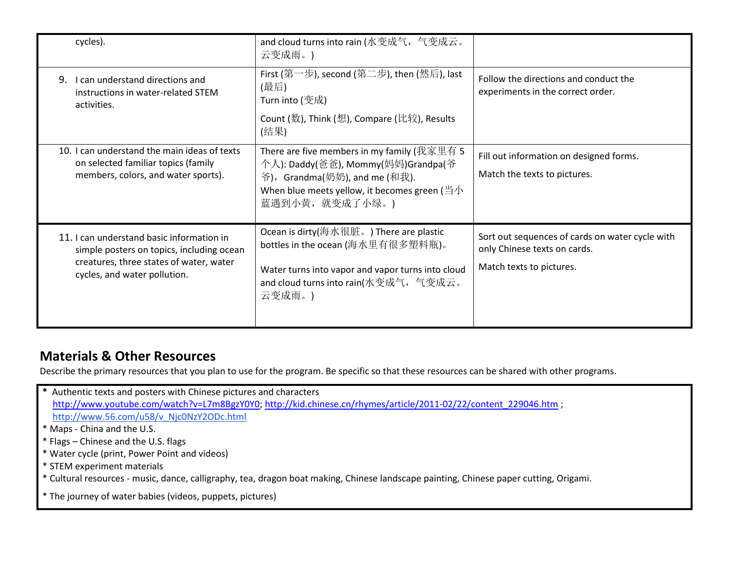| | | |
|---|---|---|
| cycles). | and cloud turns into rain (水变成气，气变成云。云变成雨。) | |
| 9. I can understand directions and instructions in water-related STEM activities. | First (第一步), second (第二步), then (然后), last (最后)<br>Turn into (变成)<br>Count (数), Think (想), Compare (比较), Results (结果) | Follow the directions and conduct the experiments in the correct order. |
| 10. I can understand the main ideas of texts on selected familiar topics (family members, colors, and water sports). | There are five members in my family (我家里有 5 个人): Daddy(爸爸), Mommy(妈妈)Grandpa(爷爷)，Grandma(奶奶), and me (和我).<br>When blue meets yellow, it becomes green (当小蓝遇到小黄，就变成了小绿。) | Fill out information on designed forms.<br>Match the texts to pictures. |
| 11. I can understand basic information in simple posters on topics, including ocean creatures, three states of water, water cycles, and water pollution. | Ocean is dirty(海水很脏。) There are plastic bottles in the ocean (海水里有很多塑料瓶)。<br><br>Water turns into vapor and vapor turns into cloud and cloud turns into rain(水变成气，气变成云。云变成雨。) | Sort out sequences of cards on water cycle with only Chinese texts on cards.<br>Match texts to pictures. |

## Materials & Other Resources

Describe the primary resources that you plan to use for the program. Be specific so that these resources can be shared with other programs.

* Authentic texts and posters with Chinese pictures and characters http://www.youtube.com/watch?v=L7m8BgzY0Y0; http://kid.chinese.cn/rhymes/article/2011-02/22/content_229046.htm ; http://www.56.com/u58/v_Njc0NzY2ODc.html
* Maps - China and the U.S.
* Flags – Chinese and the U.S. flags
* Water cycle (print, Power Point and videos)
* STEM experiment materials
* Cultural resources - music, dance, calligraphy, tea, dragon boat making, Chinese landscape painting, Chinese paper cutting, Origami.
* The journey of water babies (videos, puppets, pictures)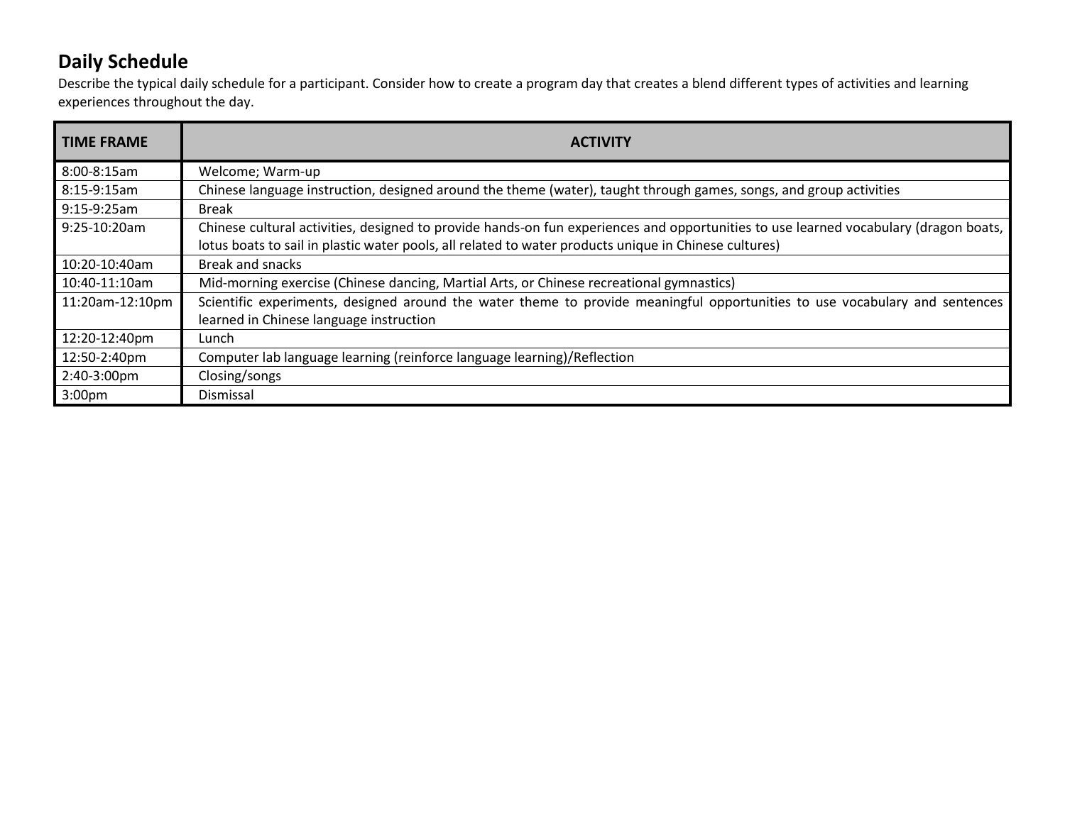## Daily Schedule

Describe the typical daily schedule for a participant. Consider how to create a program day that creates a blend different types of activities and learning experiences throughout the day.

| TIME FRAME | ACTIVITY |
|---|---|
| 8:00-8:15am | Welcome; Warm-up |
| 8:15-9:15am | Chinese language instruction, designed around the theme (water), taught through games, songs, and group activities |
| 9:15-9:25am | Break |
| 9:25-10:20am | Chinese cultural activities, designed to provide hands-on fun experiences and opportunities to use learned vocabulary (dragon boats, lotus boats to sail in plastic water pools, all related to water products unique in Chinese cultures) |
| 10:20-10:40am | Break and snacks |
| 10:40-11:10am | Mid-morning exercise (Chinese dancing, Martial Arts, or Chinese recreational gymnastics) |
| 11:20am-12:10pm | Scientific experiments, designed around the water theme to provide meaningful opportunities to use vocabulary and sentences learned in Chinese language instruction |
| 12:20-12:40pm | Lunch |
| 12:50-2:40pm | Computer lab language learning (reinforce language learning)/Reflection |
| 2:40-3:00pm | Closing/songs |
| 3:00pm | Dismissal |